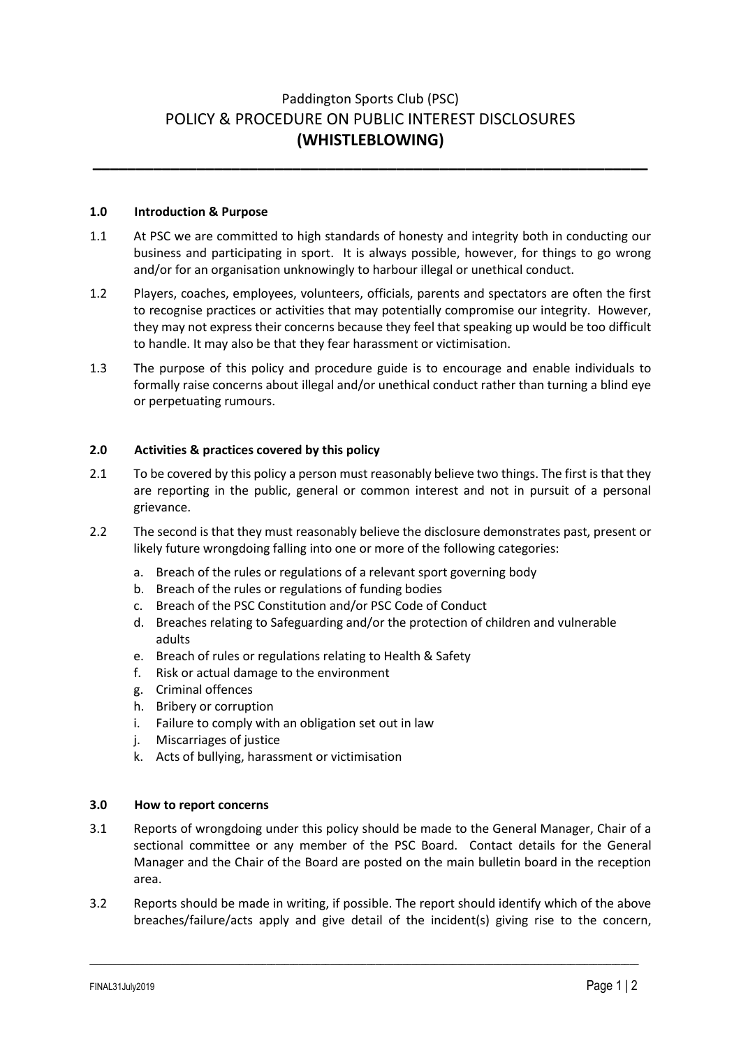# Paddington Sports Club (PSC)
# POLICY & PROCEDURE ON PUBLIC INTEREST DISCLOSURES
# (WHISTLEBLOWING)

---

## 1.0 Introduction & Purpose

1.1 At PSC we are committed to high standards of honesty and integrity both in conducting our business and participating in sport. It is always possible, however, for things to go wrong and/or for an organisation unknowingly to harbour illegal or unethical conduct.

1.2 Players, coaches, employees, volunteers, officials, parents and spectators are often the first to recognise practices or activities that may potentially compromise our integrity. However, they may not express their concerns because they feel that speaking up would be too difficult to handle. It may also be that they fear harassment or victimisation.

1.3 The purpose of this policy and procedure guide is to encourage and enable individuals to formally raise concerns about illegal and/or unethical conduct rather than turning a blind eye or perpetuating rumours.

## 2.0 Activities & practices covered by this policy

2.1 To be covered by this policy a person must reasonably believe two things. The first is that they are reporting in the public, general or common interest and not in pursuit of a personal grievance.

2.2 The second is that they must reasonably believe the disclosure demonstrates past, present or likely future wrongdoing falling into one or more of the following categories:

a. Breach of the rules or regulations of a relevant sport governing body
b. Breach of the rules or regulations of funding bodies
c. Breach of the PSC Constitution and/or PSC Code of Conduct
d. Breaches relating to Safeguarding and/or the protection of children and vulnerable adults
e. Breach of rules or regulations relating to Health & Safety
f. Risk or actual damage to the environment
g. Criminal offences
h. Bribery or corruption
i. Failure to comply with an obligation set out in law
j. Miscarriages of justice
k. Acts of bullying, harassment or victimisation

## 3.0 How to report concerns

3.1 Reports of wrongdoing under this policy should be made to the General Manager, Chair of a sectional committee or any member of the PSC Board. Contact details for the General Manager and the Chair of the Board are posted on the main bulletin board in the reception area.

3.2 Reports should be made in writing, if possible. The report should identify which of the above breaches/failure/acts apply and give detail of the incident(s) giving rise to the concern,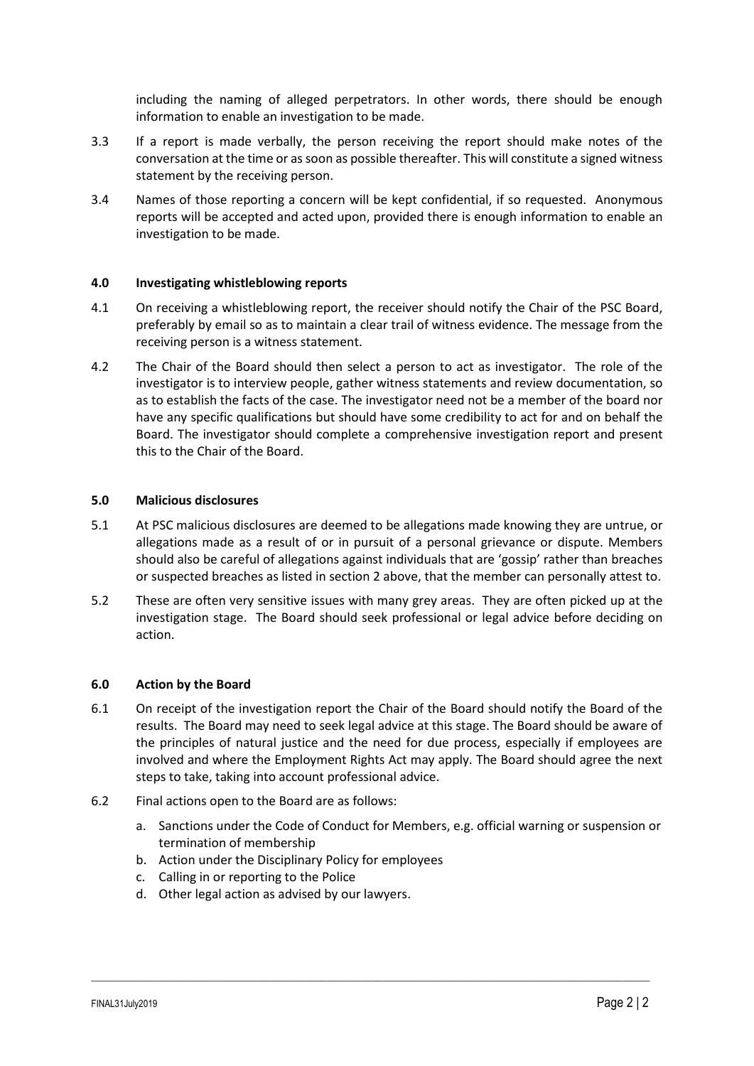including the naming of alleged perpetrators. In other words, there should be enough information to enable an investigation to be made.

3.3 If a report is made verbally, the person receiving the report should make notes of the conversation at the time or as soon as possible thereafter. This will constitute a signed witness statement by the receiving person.

3.4 Names of those reporting a concern will be kept confidential, if so requested. Anonymous reports will be accepted and acted upon, provided there is enough information to enable an investigation to be made.

## 4.0 Investigating whistleblowing reports

4.1 On receiving a whistleblowing report, the receiver should notify the Chair of the PSC Board, preferably by email so as to maintain a clear trail of witness evidence. The message from the receiving person is a witness statement.

4.2 The Chair of the Board should then select a person to act as investigator. The role of the investigator is to interview people, gather witness statements and review documentation, so as to establish the facts of the case. The investigator need not be a member of the board nor have any specific qualifications but should have some credibility to act for and on behalf the Board. The investigator should complete a comprehensive investigation report and present this to the Chair of the Board.

## 5.0 Malicious disclosures

5.1 At PSC malicious disclosures are deemed to be allegations made knowing they are untrue, or allegations made as a result of or in pursuit of a personal grievance or dispute. Members should also be careful of allegations against individuals that are 'gossip' rather than breaches or suspected breaches as listed in section 2 above, that the member can personally attest to.

5.2 These are often very sensitive issues with many grey areas. They are often picked up at the investigation stage. The Board should seek professional or legal advice before deciding on action.

## 6.0 Action by the Board

6.1 On receipt of the investigation report the Chair of the Board should notify the Board of the results. The Board may need to seek legal advice at this stage. The Board should be aware of the principles of natural justice and the need for due process, especially if employees are involved and where the Employment Rights Act may apply. The Board should agree the next steps to take, taking into account professional advice.

6.2 Final actions open to the Board are as follows:

a. Sanctions under the Code of Conduct for Members, e.g. official warning or suspension or termination of membership
b. Action under the Disciplinary Policy for employees
c. Calling in or reporting to the Police
d. Other legal action as advised by our lawyers.